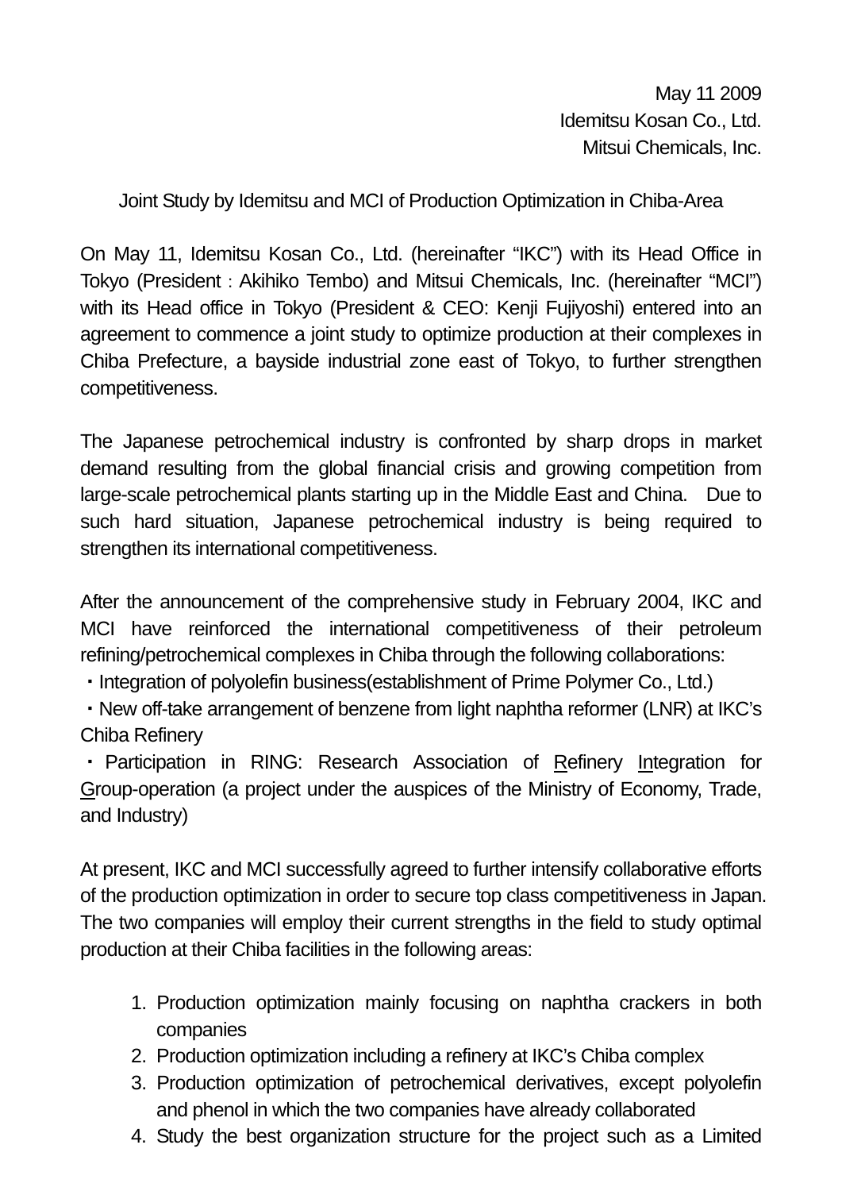May 11 2009
Idemitsu Kosan Co., Ltd.
Mitsui Chemicals, Inc.

## Joint Study by Idemitsu and MCI of Production Optimization in Chiba-Area

On May 11, Idemitsu Kosan Co., Ltd. (hereinafter "IKC") with its Head Office in Tokyo (President：Akihiko Tembo) and Mitsui Chemicals, Inc. (hereinafter "MCI") with its Head office in Tokyo (President & CEO: Kenji Fujiyoshi) entered into an agreement to commence a joint study to optimize production at their complexes in Chiba Prefecture, a bayside industrial zone east of Tokyo, to further strengthen competitiveness.

The Japanese petrochemical industry is confronted by sharp drops in market demand resulting from the global financial crisis and growing competition from large-scale petrochemical plants starting up in the Middle East and China. Due to such hard situation, Japanese petrochemical industry is being required to strengthen its international competitiveness.

After the announcement of the comprehensive study in February 2004, IKC and MCI have reinforced the international competitiveness of their petroleum refining/petrochemical complexes in Chiba through the following collaborations:

・Integration of polyolefin business(establishment of Prime Polymer Co., Ltd.)
・New off-take arrangement of benzene from light naphtha reformer (LNR) at IKC's Chiba Refinery
・Participation in RING: Research Association of Refinery Integration for Group-operation (a project under the auspices of the Ministry of Economy, Trade, and Industry)

At present, IKC and MCI successfully agreed to further intensify collaborative efforts of the production optimization in order to secure top class competitiveness in Japan. The two companies will employ their current strengths in the field to study optimal production at their Chiba facilities in the following areas:

1. Production optimization mainly focusing on naphtha crackers in both companies
2. Production optimization including a refinery at IKC's Chiba complex
3. Production optimization of petrochemical derivatives, except polyolefin and phenol in which the two companies have already collaborated
4. Study the best organization structure for the project such as a Limited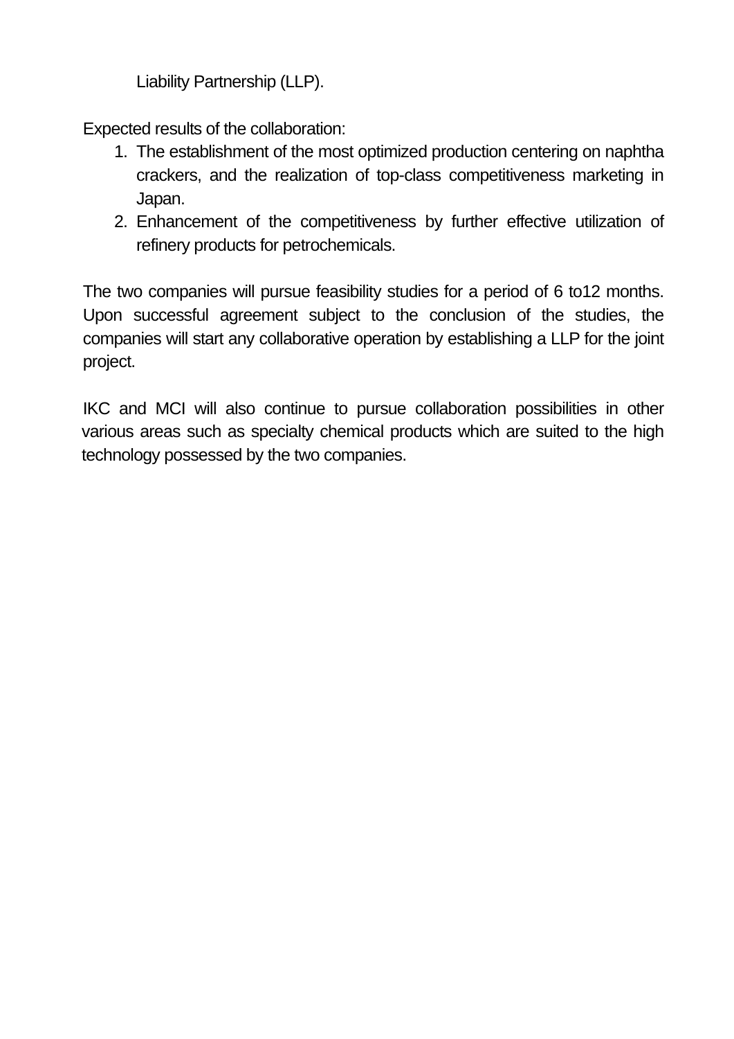Liability Partnership (LLP).

Expected results of the collaboration:

1. The establishment of the most optimized production centering on naphtha crackers, and the realization of top-class competitiveness marketing in Japan.
2. Enhancement of the competitiveness by further effective utilization of refinery products for petrochemicals.

The two companies will pursue feasibility studies for a period of 6 to12 months. Upon successful agreement subject to the conclusion of the studies, the companies will start any collaborative operation by establishing a LLP for the joint project.

IKC and MCI will also continue to pursue collaboration possibilities in other various areas such as specialty chemical products which are suited to the high technology possessed by the two companies.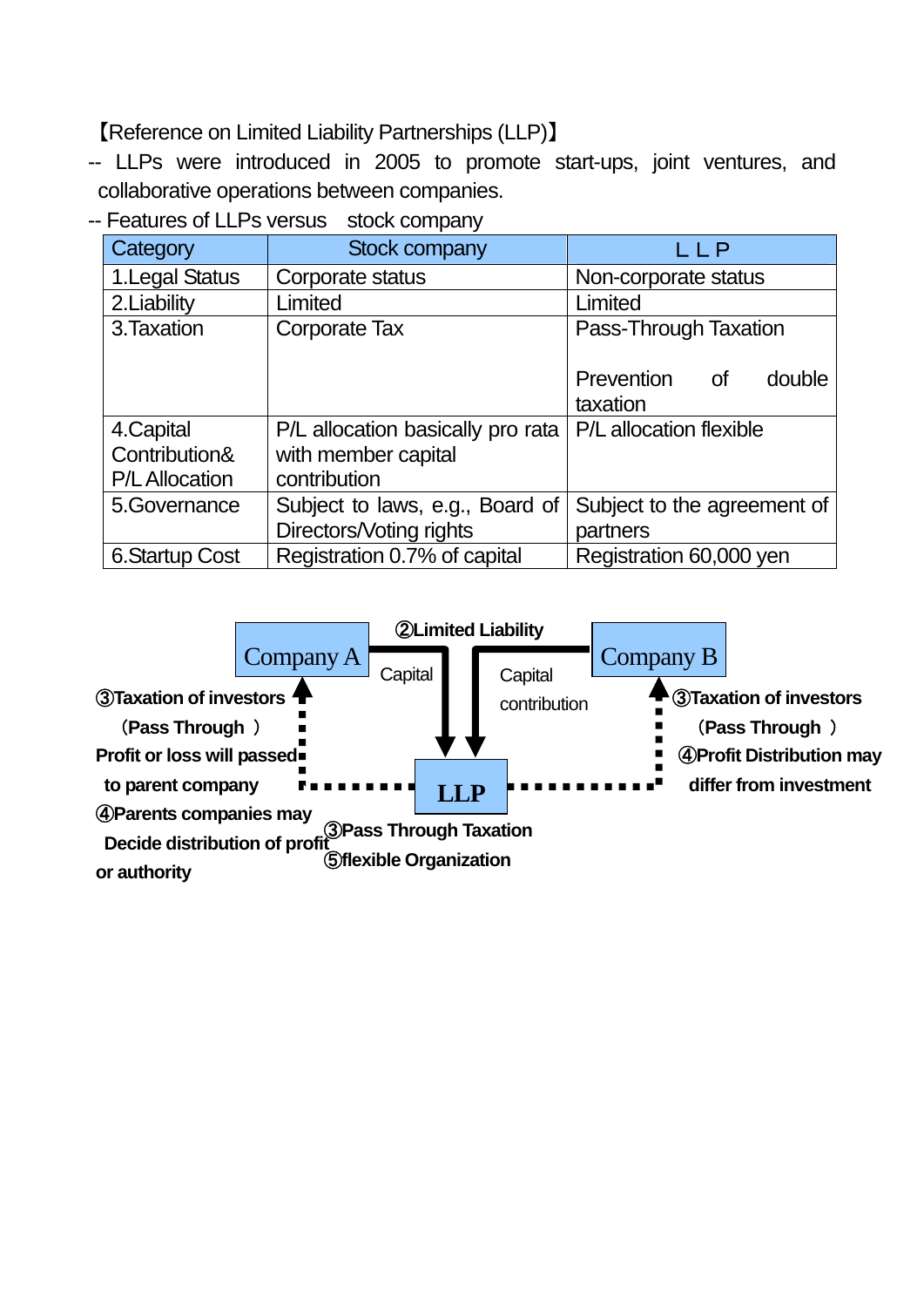【Reference on Limited Liability Partnerships (LLP)】

-- LLPs were introduced in 2005 to promote start-ups, joint ventures, and collaborative operations between companies.

-- Features of LLPs versus stock company

| Category | Stock company | ＬＬＰ |
|---|---|---|
| 1.Legal Status | Corporate status | Non-corporate status |
| 2.Liability | Limited | Limited |
| 3.Taxation | Corporate Tax | Pass-Through Taxation<br><br>Prevention of double taxation |
| 4.Capital Contribution& P/L Allocation | P/L allocation basically pro rata with member capital contribution | P/L allocation flexible |
| 5.Governance | Subject to laws, e.g., Board of Directors/Voting rights | Subject to the agreement of partners |
| 6.Startup Cost | Registration 0.7% of capital | Registration 60,000 yen |

Company A — Capital → LLP ← Capital contribution — Company B

②Limited Liability

**③Taxation of investors (Pass Through)**
**Profit or loss will passed to parent company**
**④Parents companies may Decide distribution of profit or authority**

**③Taxation of investors (Pass Through)**
**④Profit Distribution may differ from investment**

**③Pass Through Taxation**
**⑤flexible Organization**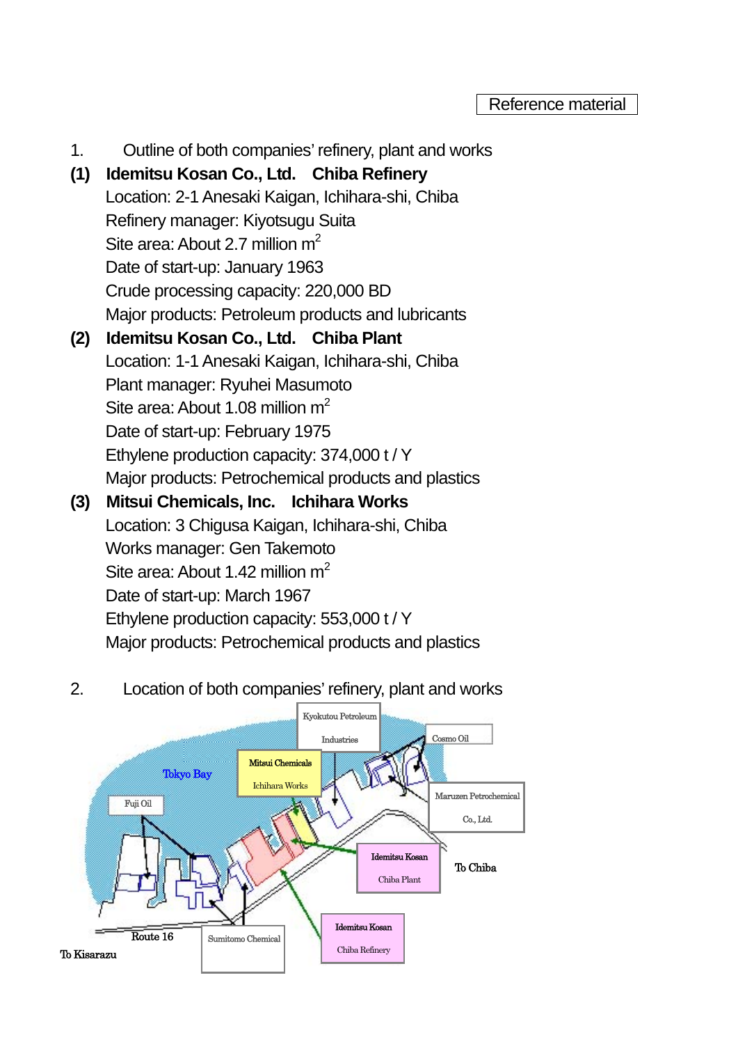Reference material

1. Outline of both companies' refinery, plant and works

**(1) Idemitsu Kosan Co., Ltd. Chiba Refinery**

Location: 2-1 Anesaki Kaigan, Ichihara-shi, Chiba
Refinery manager: Kiyotsugu Suita
Site area: About 2.7 million $m^2$
Date of start-up: January 1963
Crude processing capacity: 220,000 BD
Major products: Petroleum products and lubricants

**(2) Idemitsu Kosan Co., Ltd. Chiba Plant**

Location: 1-1 Anesaki Kaigan, Ichihara-shi, Chiba
Plant manager: Ryuhei Masumoto
Site area: About 1.08 million $m^2$
Date of start-up: February 1975
Ethylene production capacity: 374,000 t / Y
Major products: Petrochemical products and plastics

**(3) Mitsui Chemicals, Inc. Ichihara Works**

Location: 3 Chigusa Kaigan, Ichihara-shi, Chiba
Works manager: Gen Takemoto
Site area: About 1.42 million $m^2$
Date of start-up: March 1967
Ethylene production capacity: 553,000 t / Y
Major products: Petrochemical products and plastics

2. Location of both companies' refinery, plant and works

Kyokutou Petroleum Industries
Cosmo Oil
Mitsui Chemicals Ichihara Works
Tokyo Bay
Maruzen Petrochemical Co., Ltd.
Fuji Oil
Idemitsu Kosan Chiba Plant
To Chiba
Route 16
Sumitomo Chemical
Idemitsu Kosan Chiba Refinery
To Kisarazu